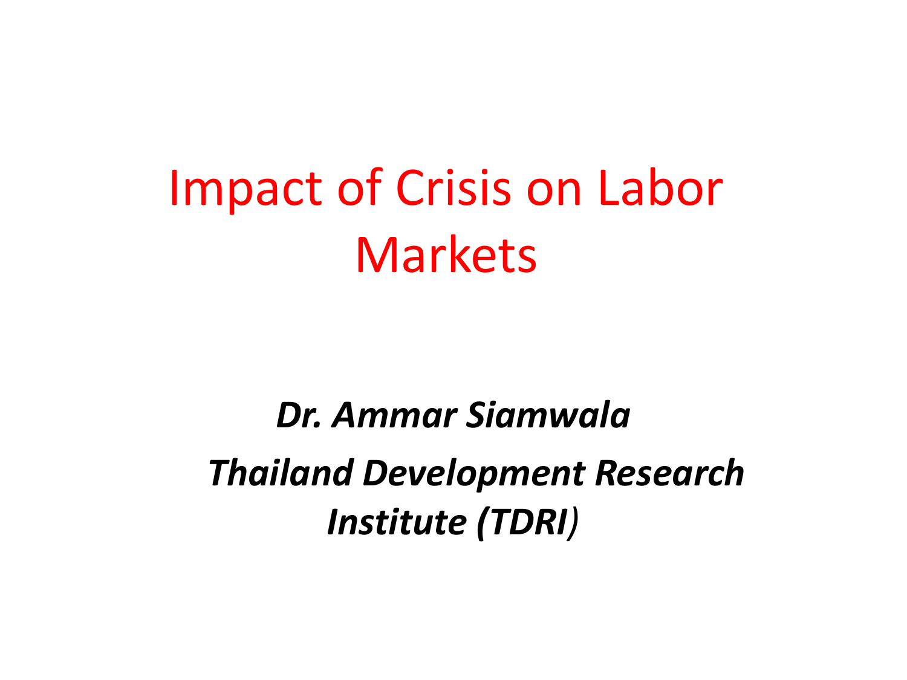# Impact of Crisis on Labor Markets

***Dr. Ammar Siamwala***

***Thailand Development Research Institute (TDRI)***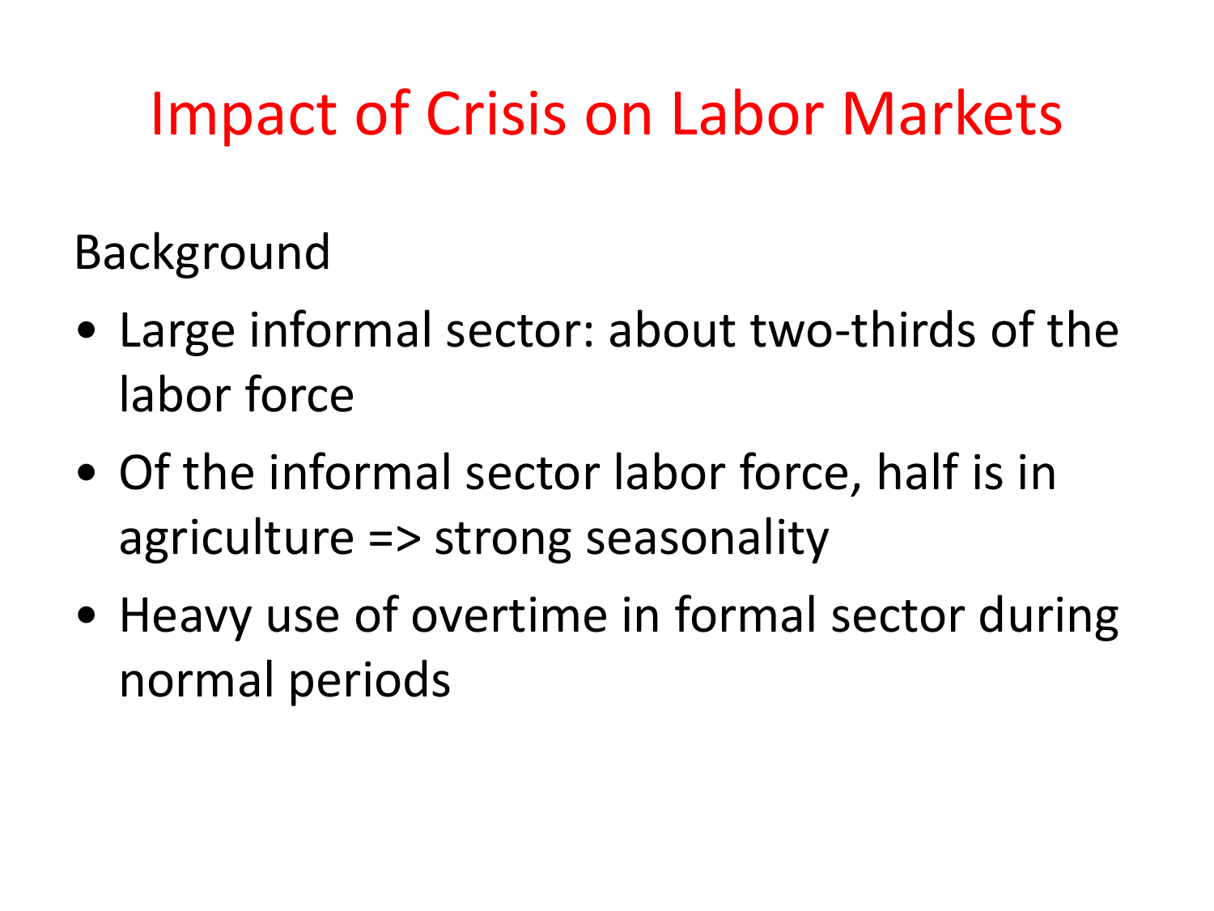# Impact of Crisis on Labor Markets

Background

- Large informal sector: about two-thirds of the labor force
- Of the informal sector labor force, half is in agriculture => strong seasonality
- Heavy use of overtime in formal sector during normal periods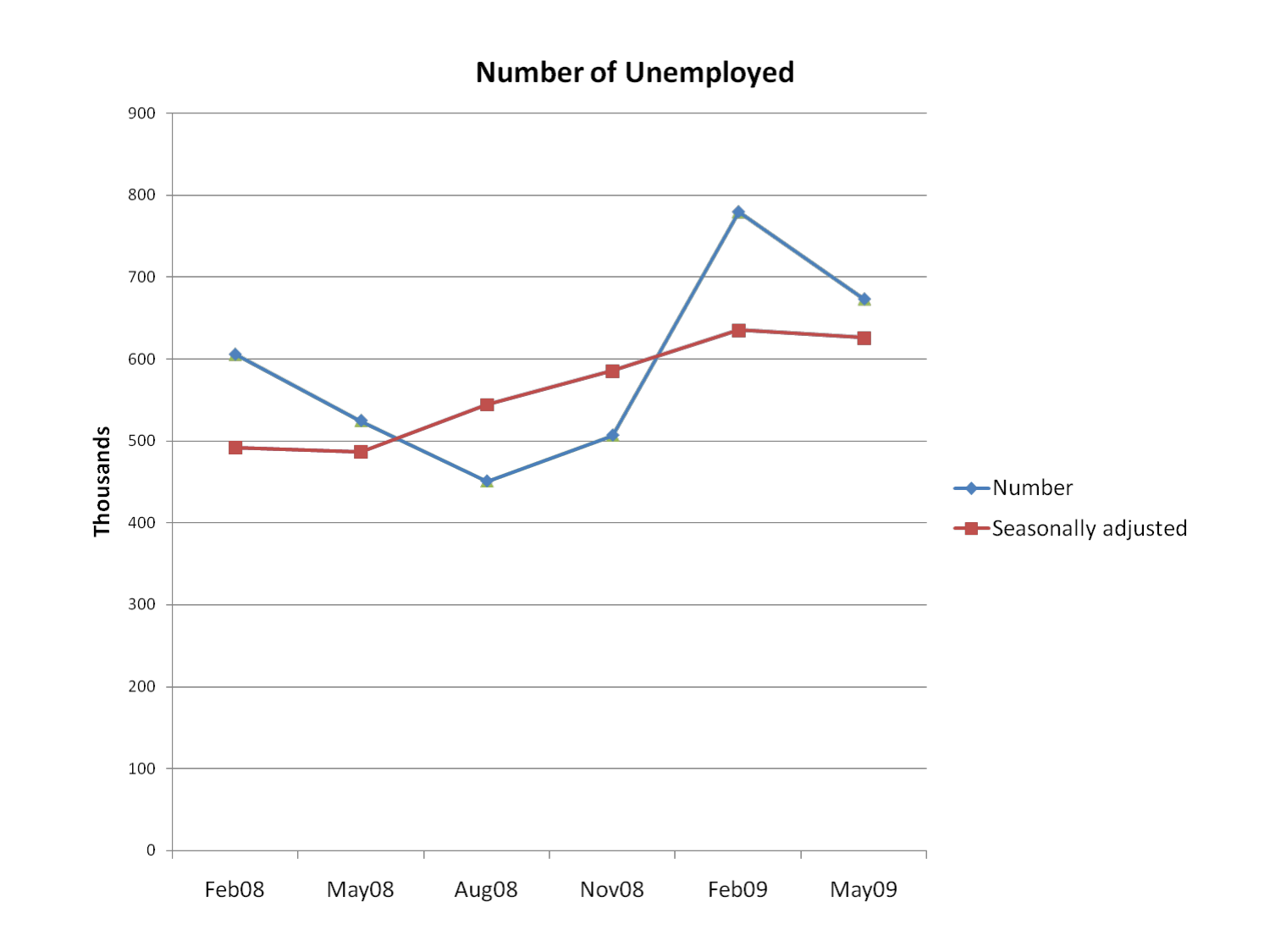## Number of Unemployed

Thousands

- Number
- Seasonally adjusted

900
800
700
600
500
400
300
200
100
0

Feb08 May08 Aug08 Nov08 Feb09 May09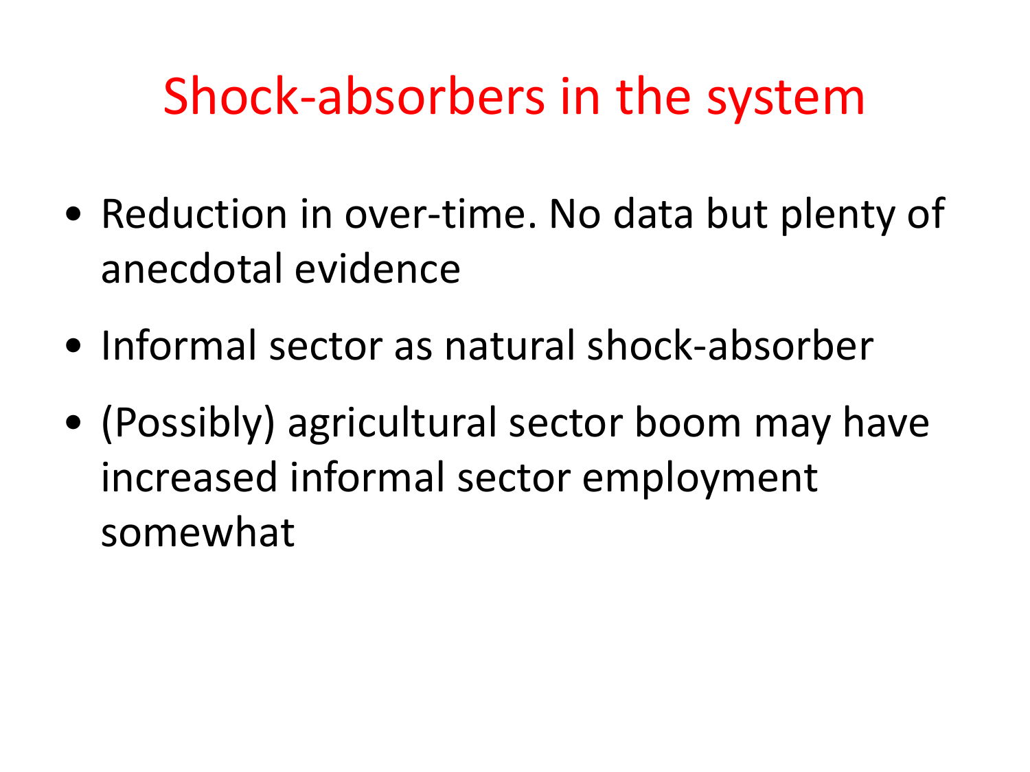# Shock-absorbers in the system

- Reduction in over-time. No data but plenty of anecdotal evidence
- Informal sector as natural shock-absorber
- (Possibly) agricultural sector boom may have increased informal sector employment somewhat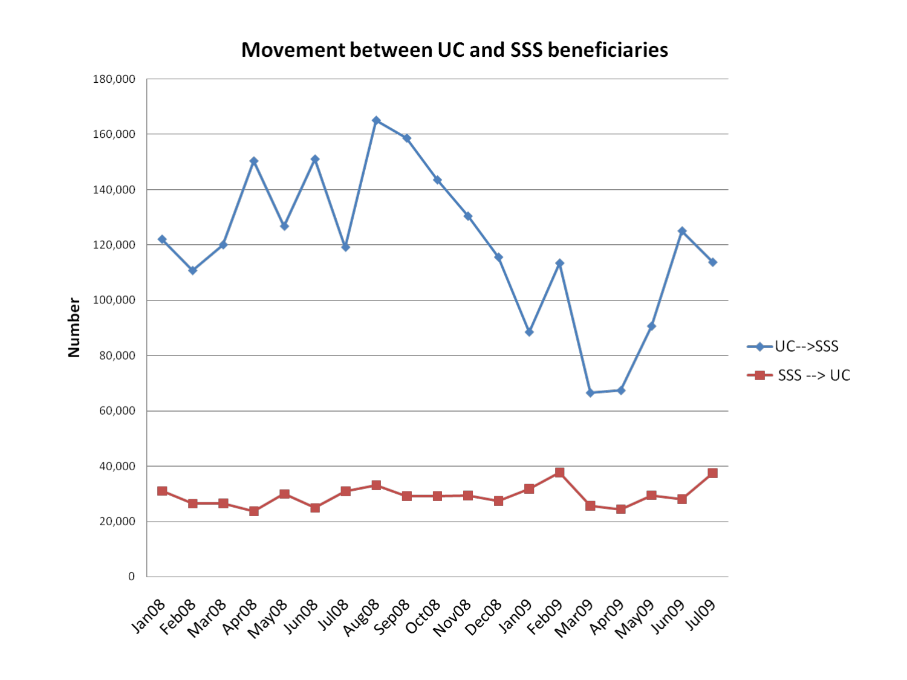# Movement between UC and SSS beneficiaries

- UC-->SSS
- SSS --> UC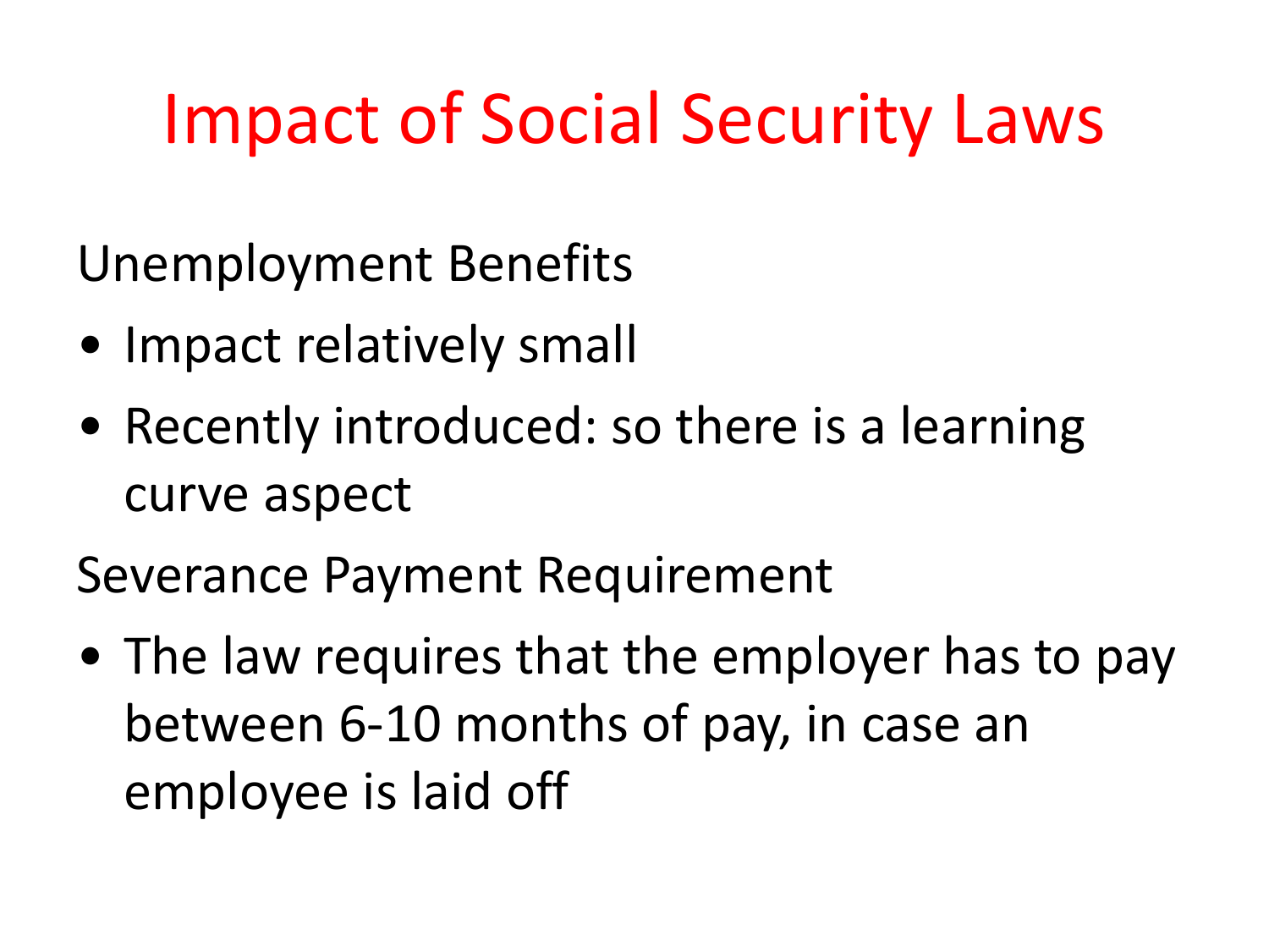# Impact of Social Security Laws

Unemployment Benefits

- Impact relatively small
- Recently introduced: so there is a learning curve aspect

Severance Payment Requirement

- The law requires that the employer has to pay between 6-10 months of pay, in case an employee is laid off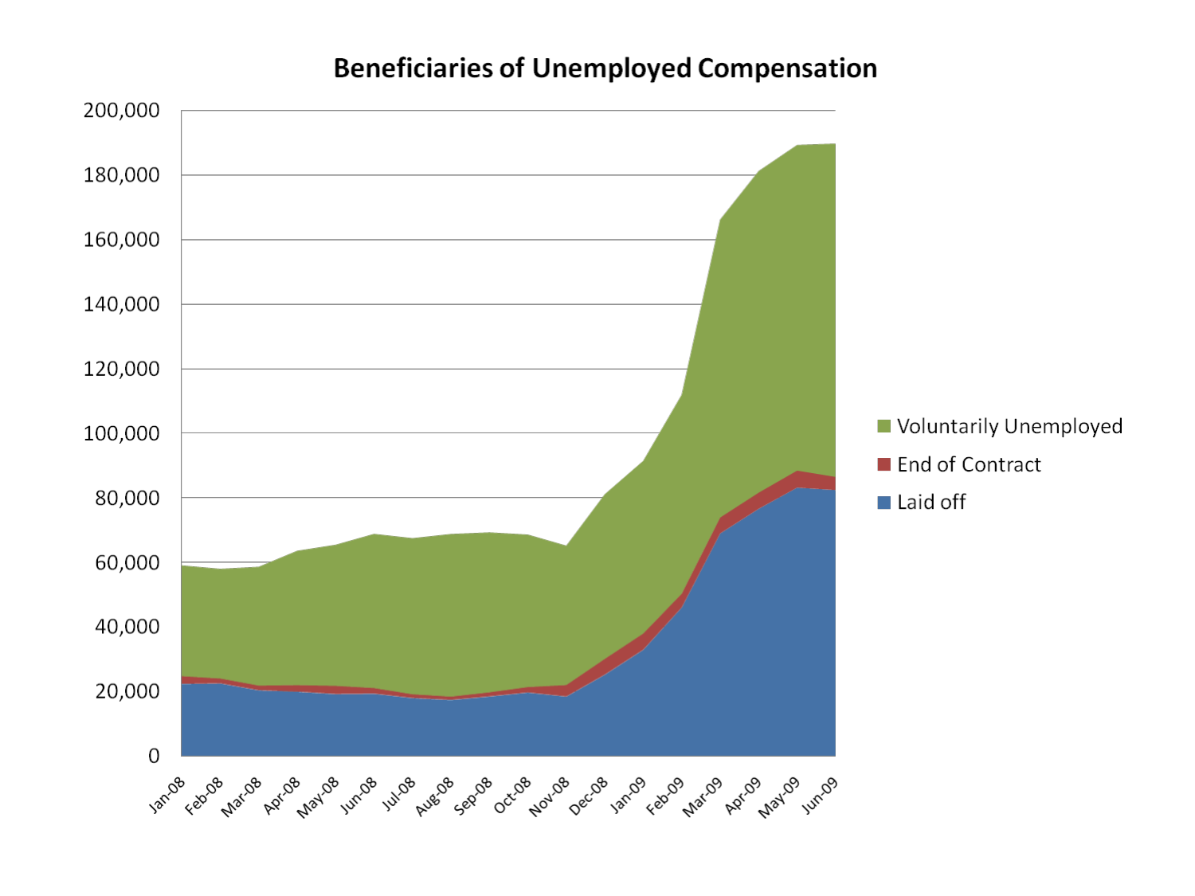# Beneficiaries of Unemployed Compensation

- Voluntarily Unemployed
- End of Contract
- Laid off

200,000
180,000
160,000
140,000
120,000
100,000
80,000
60,000
40,000
20,000
0

Jan-08 Feb-08 Mar-08 Apr-08 May-08 Jun-08 Jul-08 Aug-08 Sep-08 Oct-08 Nov-08 Dec-08 Jan-09 Feb-09 Mar-09 Apr-09 May-09 Jun-09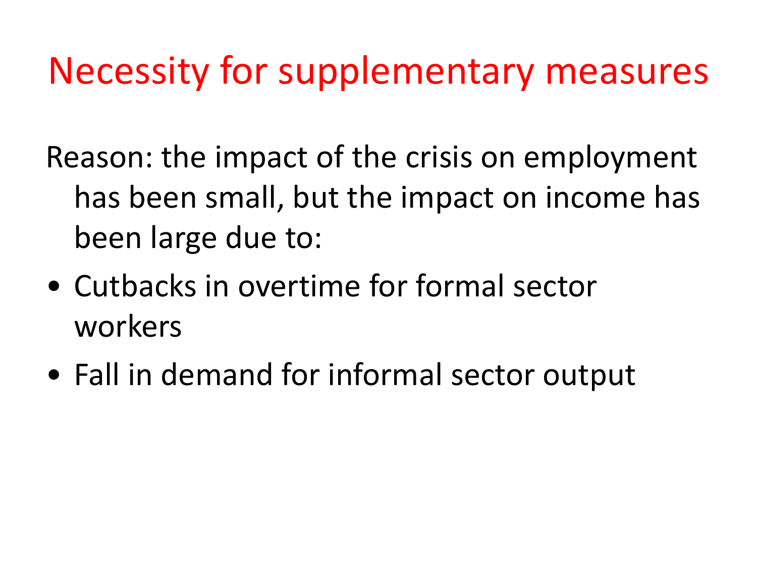# Necessity for supplementary measures

Reason: the impact of the crisis on employment has been small, but the impact on income has been large due to:

- Cutbacks in overtime for formal sector workers
- Fall in demand for informal sector output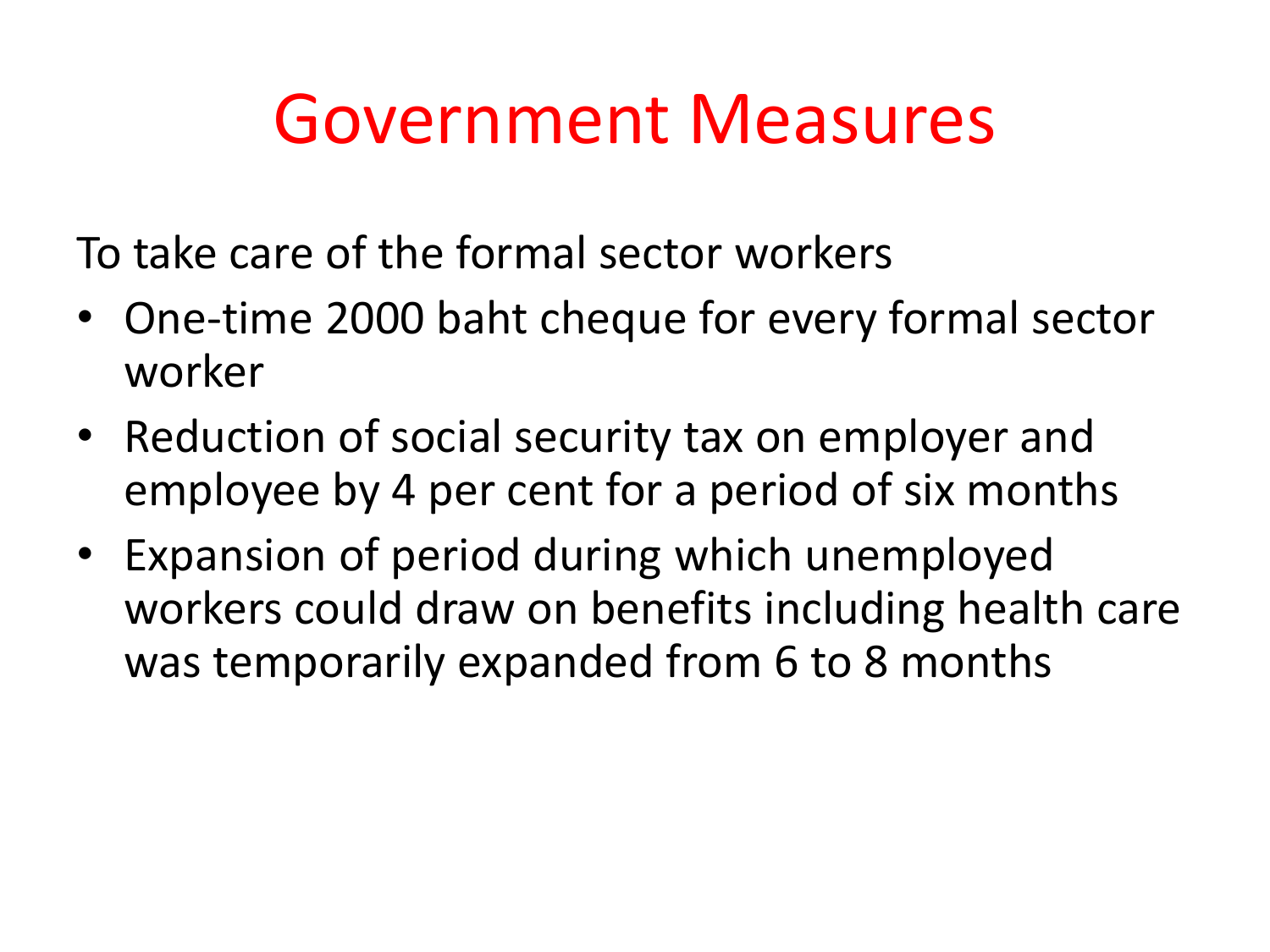# Government Measures

To take care of the formal sector workers

- One-time 2000 baht cheque for every formal sector worker
- Reduction of social security tax on employer and employee by 4 per cent for a period of six months
- Expansion of period during which unemployed workers could draw on benefits including health care was temporarily expanded from 6 to 8 months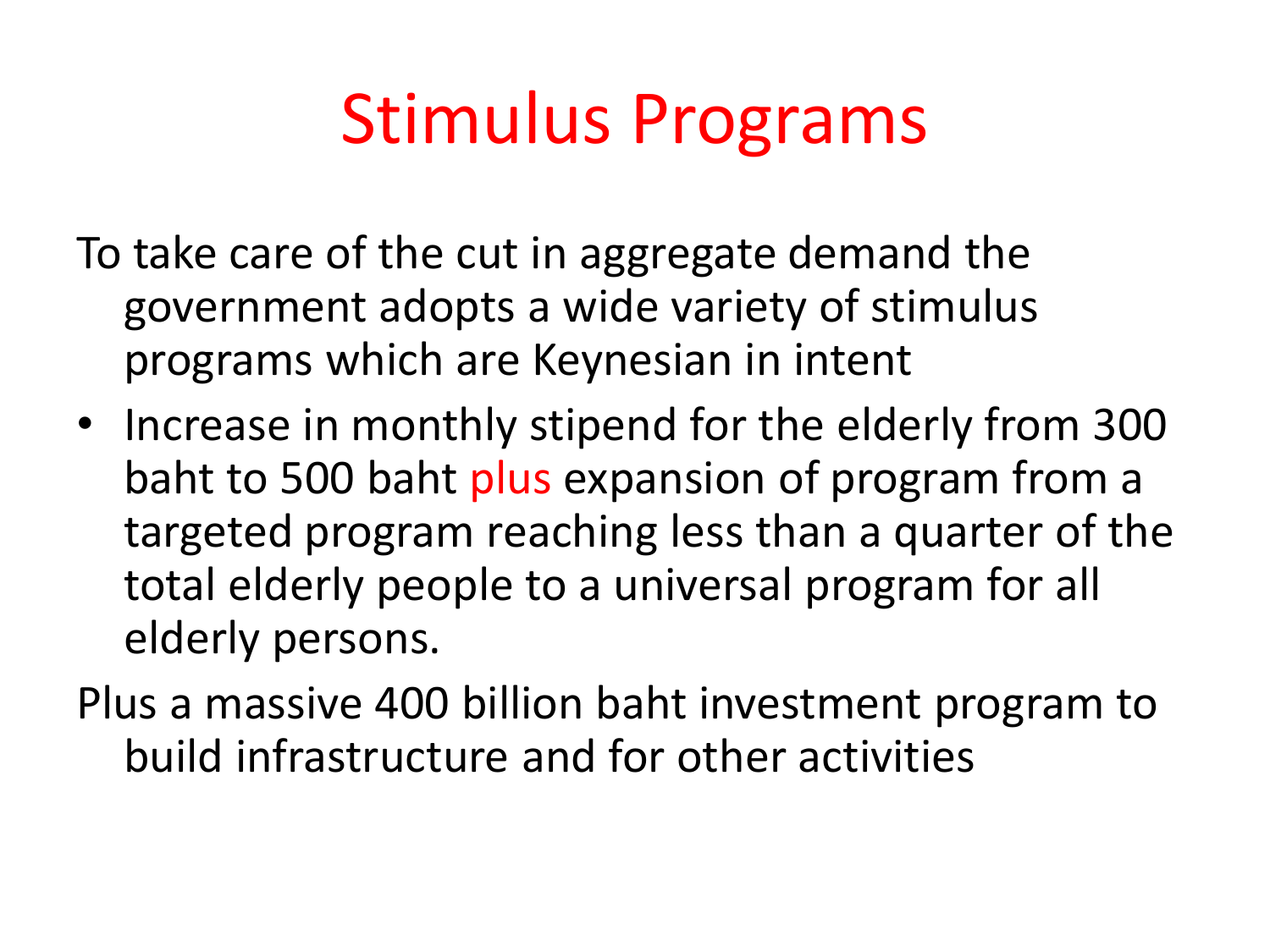# Stimulus Programs

To take care of the cut in aggregate demand the government adopts a wide variety of stimulus programs which are Keynesian in intent

- Increase in monthly stipend for the elderly from 300 baht to 500 baht plus expansion of program from a targeted program reaching less than a quarter of the total elderly people to a universal program for all elderly persons.

Plus a massive 400 billion baht investment program to build infrastructure and for other activities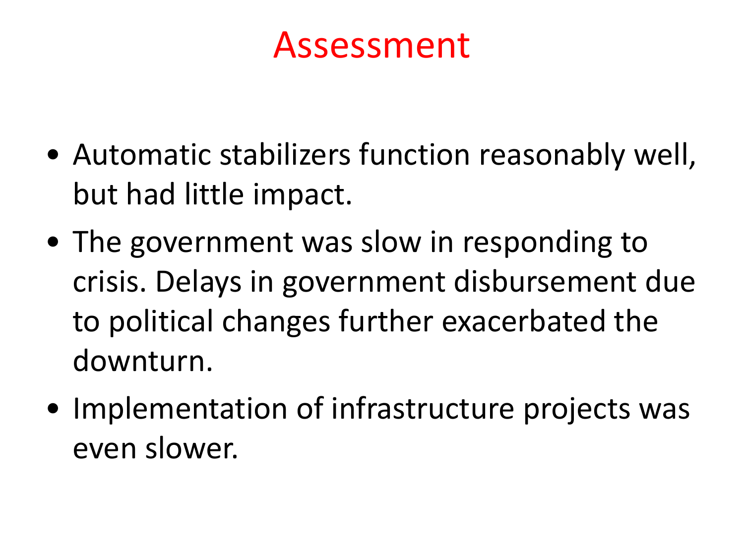# Assessment

- Automatic stabilizers function reasonably well, but had little impact.
- The government was slow in responding to crisis. Delays in government disbursement due to political changes further exacerbated the downturn.
- Implementation of infrastructure projects was even slower.